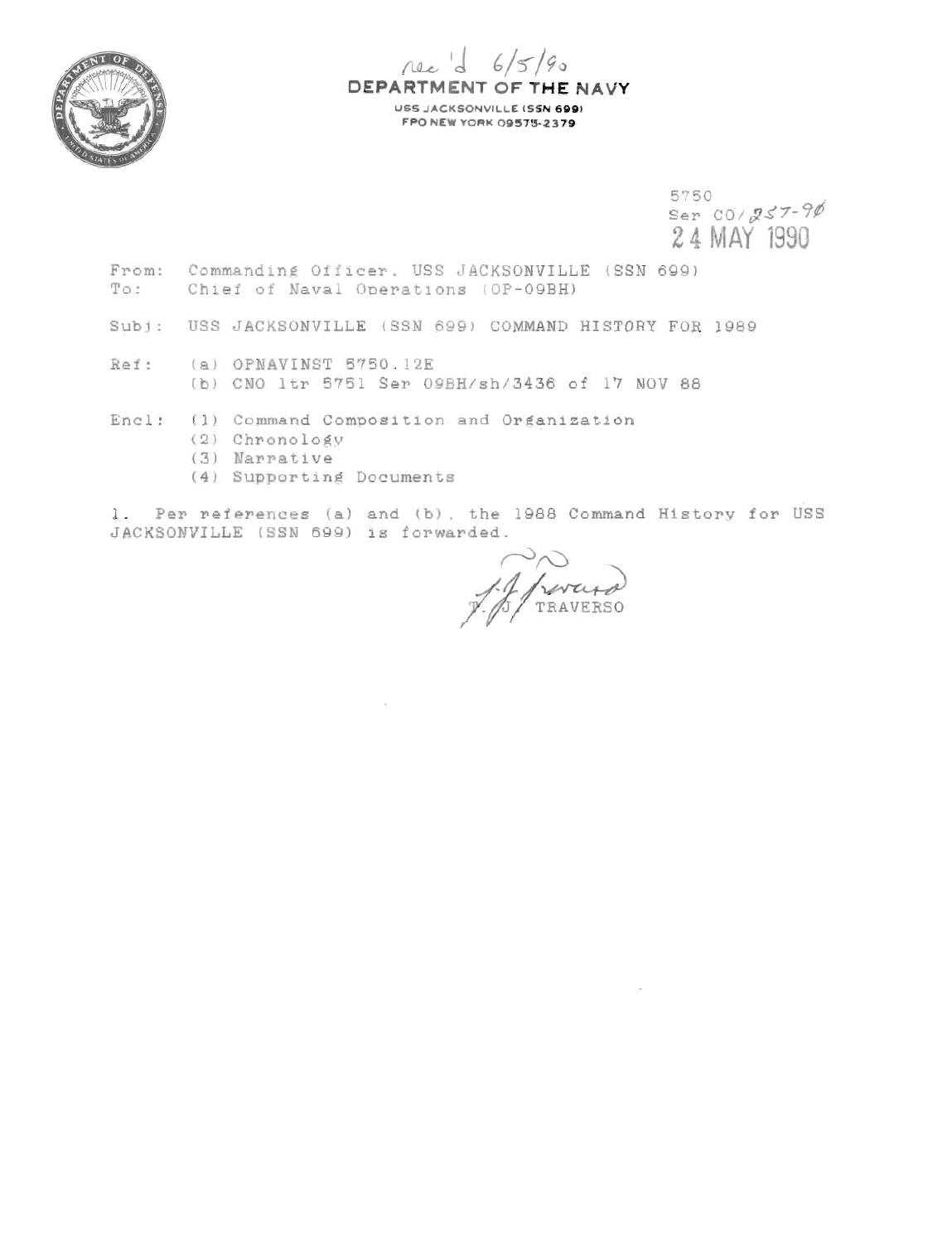rec'd 6/5/90

**DEPARTMENT OF THE NAVY**

USS JACKSONVILLE (SSN 699)
FPO NEW YORK 09575-2379

5750
Ser CO/257-90
24 MAY 1990

From: Commanding Officer, USS JACKSONVILLE (SSN 699)
To: Chief of Naval Operations (OP-09BH)

Subj: USS JACKSONVILLE (SSN 699) COMMAND HISTORY FOR 1989

Ref: (a) OPNAVINST 5750.12E
(b) CNO ltr 5751 Ser 09BH/sh/3436 of 17 NOV 88

Encl: (1) Command Composition and Organization
(2) Chronology
(3) Narrative
(4) Supporting Documents

1. Per references (a) and (b), the 1988 Command History for USS JACKSONVILLE (SSN 699) is forwarded.

T. J. TRAVERSO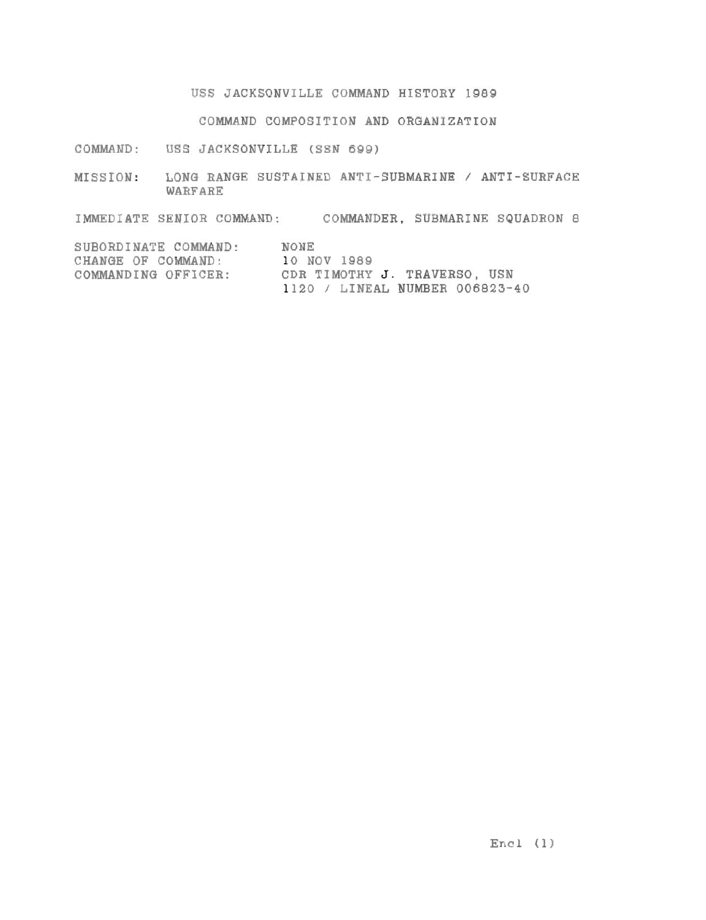# USS JACKSONVILLE COMMAND HISTORY 1989

## COMMAND COMPOSITION AND ORGANIZATION

COMMAND: USS JACKSONVILLE (SSN 699)

MISSION: LONG RANGE SUSTAINED ANTI-SUBMARINE / ANTI-SURFACE WARFARE

IMMEDIATE SENIOR COMMAND: COMMANDER, SUBMARINE SQUADRON 8

SUBORDINATE COMMAND: NONE
CHANGE OF COMMAND: 10 NOV 1989
COMMANDING OFFICER: CDR TIMOTHY J. TRAVERSO, USN
1120 / LINEAL NUMBER 006823-40

Encl (1)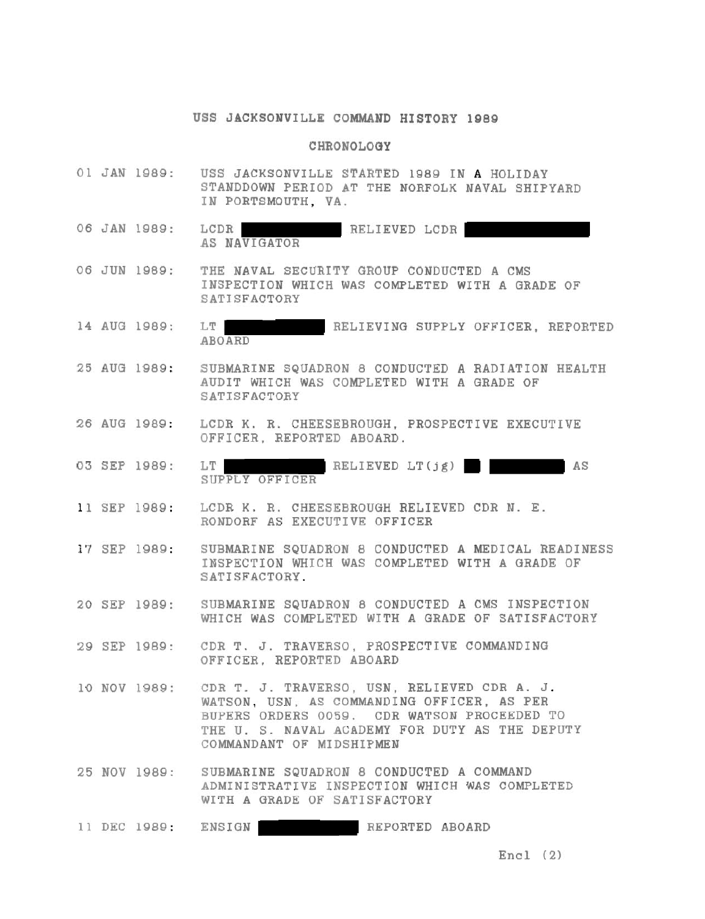# USS JACKSONVILLE COMMAND HISTORY 1989

## CHRONOLOGY

01 JAN 1989: USS JACKSONVILLE STARTED 1989 IN A HOLIDAY STANDDOWN PERIOD AT THE NORFOLK NAVAL SHIPYARD IN PORTSMOUTH, VA.

06 JAN 1989: LCDR [REDACTED] RELIEVED LCDR [REDACTED] AS NAVIGATOR

06 JUN 1989: THE NAVAL SECURITY GROUP CONDUCTED A CMS INSPECTION WHICH WAS COMPLETED WITH A GRADE OF SATISFACTORY

14 AUG 1989: LT [REDACTED] RELIEVING SUPPLY OFFICER, REPORTED ABOARD

25 AUG 1989: SUBMARINE SQUADRON 8 CONDUCTED A RADIATION HEALTH AUDIT WHICH WAS COMPLETED WITH A GRADE OF SATISFACTORY

26 AUG 1989: LCDR K. R. CHEESEBROUGH, PROSPECTIVE EXECUTIVE OFFICER, REPORTED ABOARD.

03 SEP 1989: LT [REDACTED] RELIEVED LT(jg) [REDACTED] AS SUPPLY OFFICER

11 SEP 1989: LCDR K. R. CHEESEBROUGH RELIEVED CDR N. E. RONDORF AS EXECUTIVE OFFICER

17 SEP 1989: SUBMARINE SQUADRON 8 CONDUCTED A MEDICAL READINESS INSPECTION WHICH WAS COMPLETED WITH A GRADE OF SATISFACTORY.

20 SEP 1989: SUBMARINE SQUADRON 8 CONDUCTED A CMS INSPECTION WHICH WAS COMPLETED WITH A GRADE OF SATISFACTORY

29 SEP 1989: CDR T. J. TRAVERSO, PROSPECTIVE COMMANDING OFFICER, REPORTED ABOARD

10 NOV 1989: CDR T. J. TRAVERSO, USN, RELIEVED CDR A. J. WATSON, USN, AS COMMANDING OFFICER, AS PER BUPERS ORDERS 0059. CDR WATSON PROCEEDED TO THE U. S. NAVAL ACADEMY FOR DUTY AS THE DEPUTY COMMANDANT OF MIDSHIPMEN

25 NOV 1989: SUBMARINE SQUADRON 8 CONDUCTED A COMMAND ADMINISTRATIVE INSPECTION WHICH WAS COMPLETED WITH A GRADE OF SATISFACTORY

11 DEC 1989: ENSIGN [REDACTED] REPORTED ABOARD

Encl (2)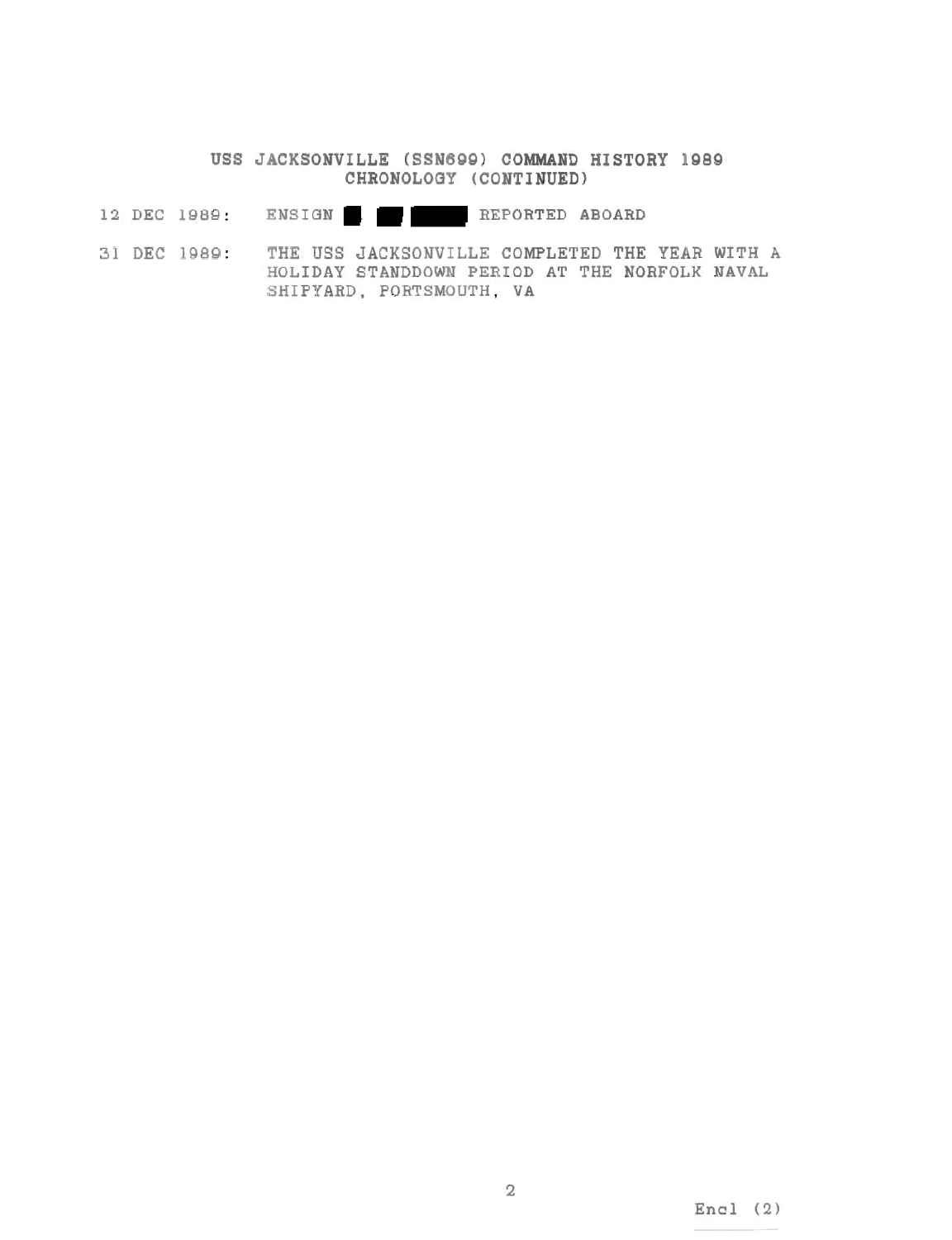## USS JACKSONVILLE (SSN699) COMMAND HISTORY 1989
## CHRONOLOGY (CONTINUED)

12 DEC 1989: ENSIGN ███ ███ ███ REPORTED ABOARD

31 DEC 1989: THE USS JACKSONVILLE COMPLETED THE YEAR WITH A HOLIDAY STANDDOWN PERIOD AT THE NORFOLK NAVAL SHIPYARD, PORTSMOUTH, VA

Encl (2)